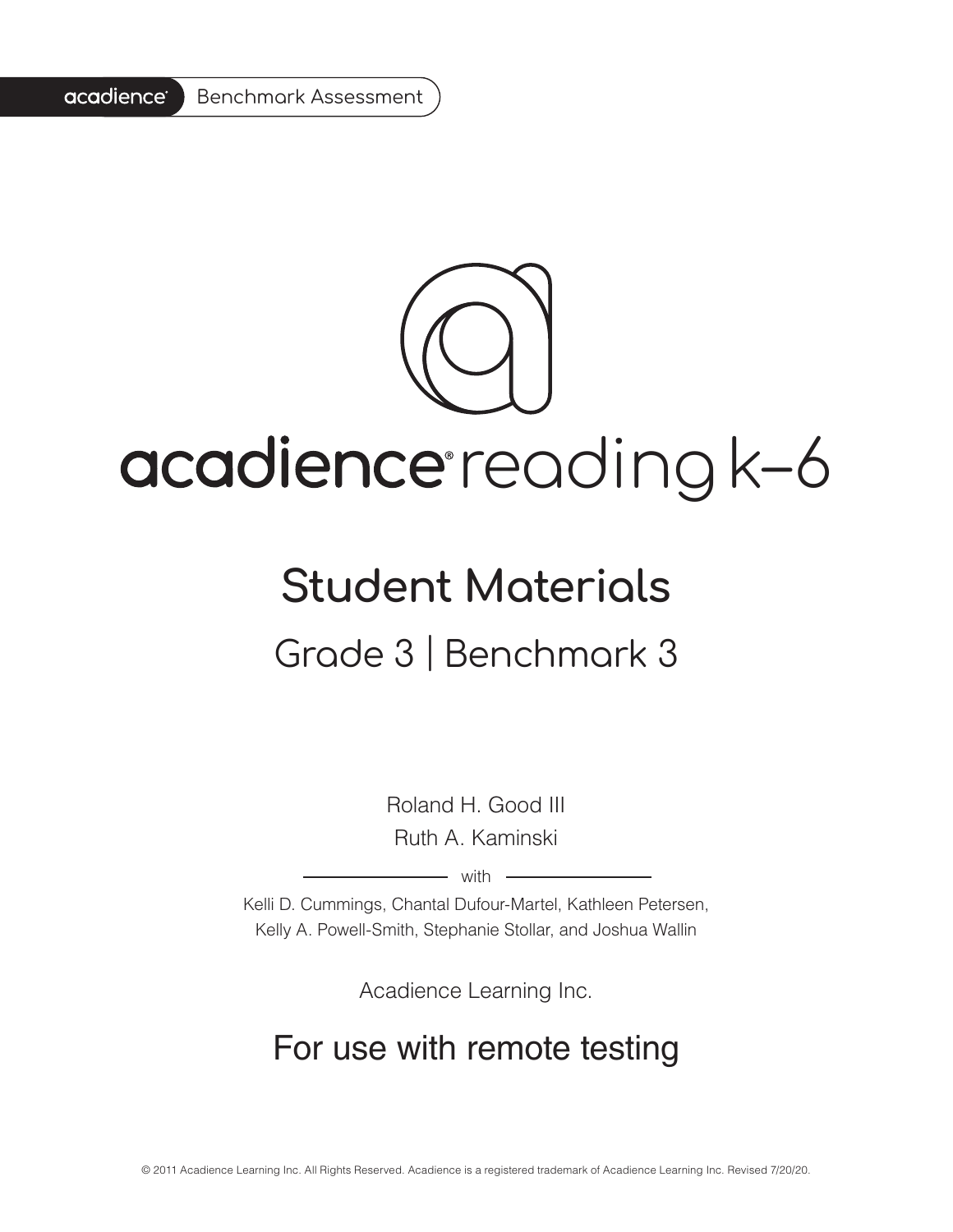acadience® Benchmark Assessment

# acadience® reading k–6

## Student Materials

### Grade 3 | Benchmark 3

Roland H. Good III
Ruth A. Kaminski

with

Kelli D. Cummings, Chantal Dufour-Martel, Kathleen Petersen, Kelly A. Powell-Smith, Stephanie Stollar, and Joshua Wallin

Acadience Learning Inc.

## For use with remote testing

© 2011 Acadience Learning Inc. All Rights Reserved. Acadience is a registered trademark of Acadience Learning Inc. Revised 7/20/20.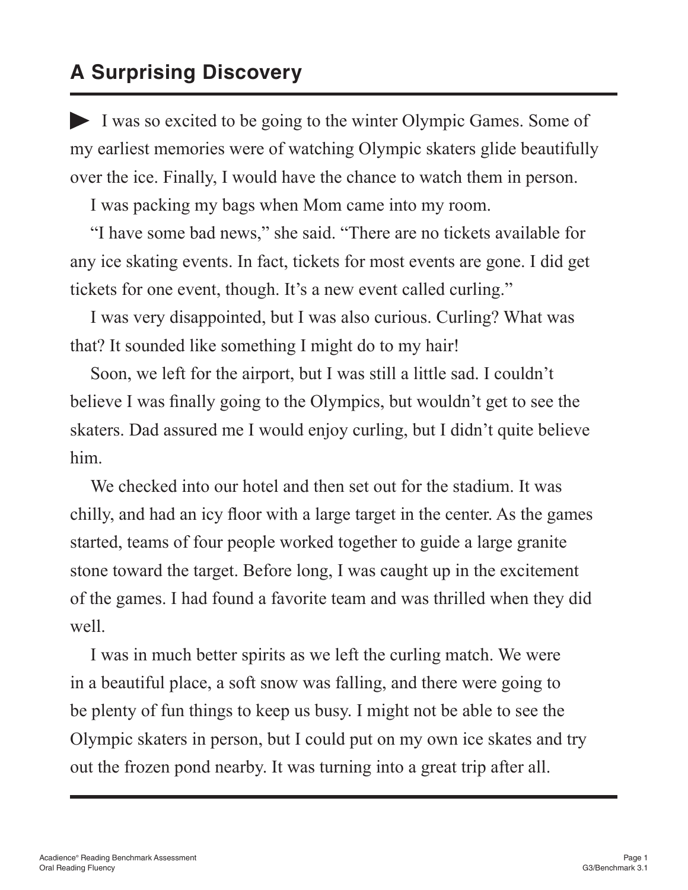# A Surprising Discovery

▶ I was so excited to be going to the winter Olympic Games. Some of my earliest memories were of watching Olympic skaters glide beautifully over the ice. Finally, I would have the chance to watch them in person.

I was packing my bags when Mom came into my room.

"I have some bad news," she said. "There are no tickets available for any ice skating events. In fact, tickets for most events are gone. I did get tickets for one event, though. It's a new event called curling."

I was very disappointed, but I was also curious. Curling? What was that? It sounded like something I might do to my hair!

Soon, we left for the airport, but I was still a little sad. I couldn't believe I was finally going to the Olympics, but wouldn't get to see the skaters. Dad assured me I would enjoy curling, but I didn't quite believe him.

We checked into our hotel and then set out for the stadium. It was chilly, and had an icy floor with a large target in the center. As the games started, teams of four people worked together to guide a large granite stone toward the target. Before long, I was caught up in the excitement of the games. I had found a favorite team and was thrilled when they did well.

I was in much better spirits as we left the curling match. We were in a beautiful place, a soft snow was falling, and there were going to be plenty of fun things to keep us busy. I might not be able to see the Olympic skaters in person, but I could put on my own ice skates and try out the frozen pond nearby. It was turning into a great trip after all.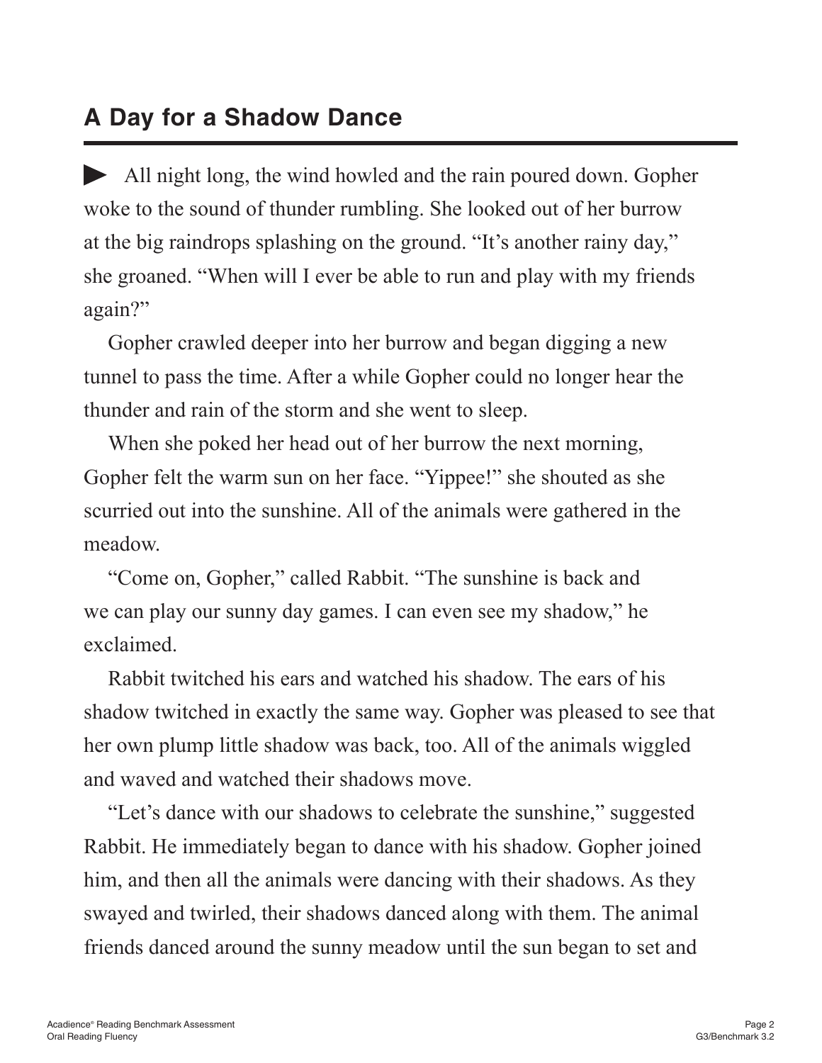## A Day for a Shadow Dance

All night long, the wind howled and the rain poured down. Gopher woke to the sound of thunder rumbling. She looked out of her burrow at the big raindrops splashing on the ground. "It's another rainy day," she groaned. "When will I ever be able to run and play with my friends again?"

Gopher crawled deeper into her burrow and began digging a new tunnel to pass the time. After a while Gopher could no longer hear the thunder and rain of the storm and she went to sleep.

When she poked her head out of her burrow the next morning, Gopher felt the warm sun on her face. "Yippee!" she shouted as she scurried out into the sunshine. All of the animals were gathered in the meadow.

"Come on, Gopher," called Rabbit. "The sunshine is back and we can play our sunny day games. I can even see my shadow," he exclaimed.

Rabbit twitched his ears and watched his shadow. The ears of his shadow twitched in exactly the same way. Gopher was pleased to see that her own plump little shadow was back, too. All of the animals wiggled and waved and watched their shadows move.

"Let's dance with our shadows to celebrate the sunshine," suggested Rabbit. He immediately began to dance with his shadow. Gopher joined him, and then all the animals were dancing with their shadows. As they swayed and twirled, their shadows danced along with them. The animal friends danced around the sunny meadow until the sun began to set and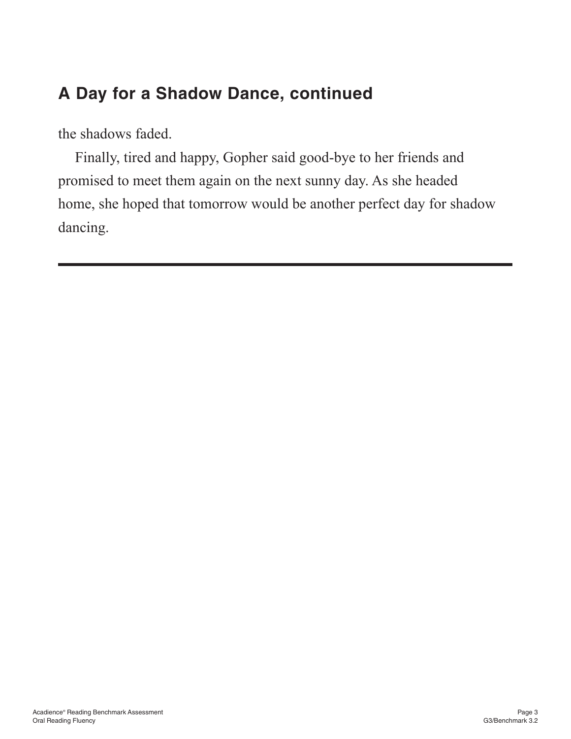## A Day for a Shadow Dance, continued

the shadows faded.

Finally, tired and happy, Gopher said good-bye to her friends and promised to meet them again on the next sunny day. As she headed home, she hoped that tomorrow would be another perfect day for shadow dancing.

---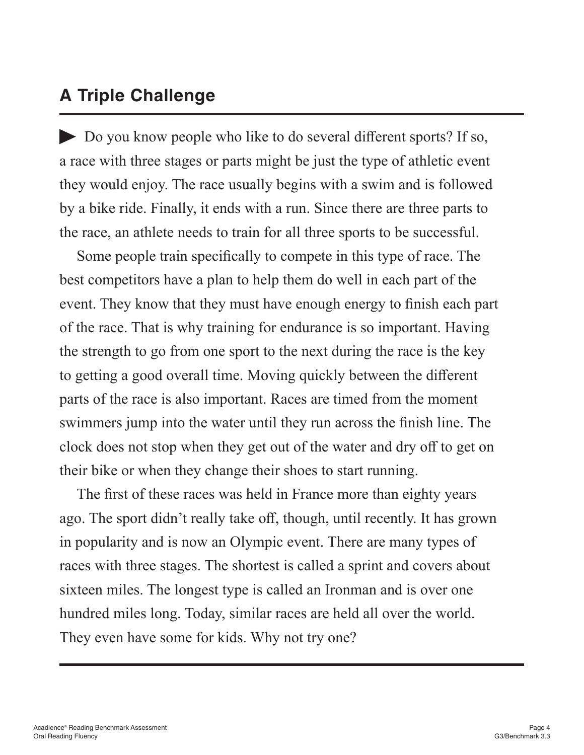## A Triple Challenge

▶ Do you know people who like to do several different sports? If so, a race with three stages or parts might be just the type of athletic event they would enjoy. The race usually begins with a swim and is followed by a bike ride. Finally, it ends with a run. Since there are three parts to the race, an athlete needs to train for all three sports to be successful.

Some people train specifically to compete in this type of race. The best competitors have a plan to help them do well in each part of the event. They know that they must have enough energy to finish each part of the race. That is why training for endurance is so important. Having the strength to go from one sport to the next during the race is the key to getting a good overall time. Moving quickly between the different parts of the race is also important. Races are timed from the moment swimmers jump into the water until they run across the finish line. The clock does not stop when they get out of the water and dry off to get on their bike or when they change their shoes to start running.

The first of these races was held in France more than eighty years ago. The sport didn't really take off, though, until recently. It has grown in popularity and is now an Olympic event. There are many types of races with three stages. The shortest is called a sprint and covers about sixteen miles. The longest type is called an Ironman and is over one hundred miles long. Today, similar races are held all over the world. They even have some for kids. Why not try one?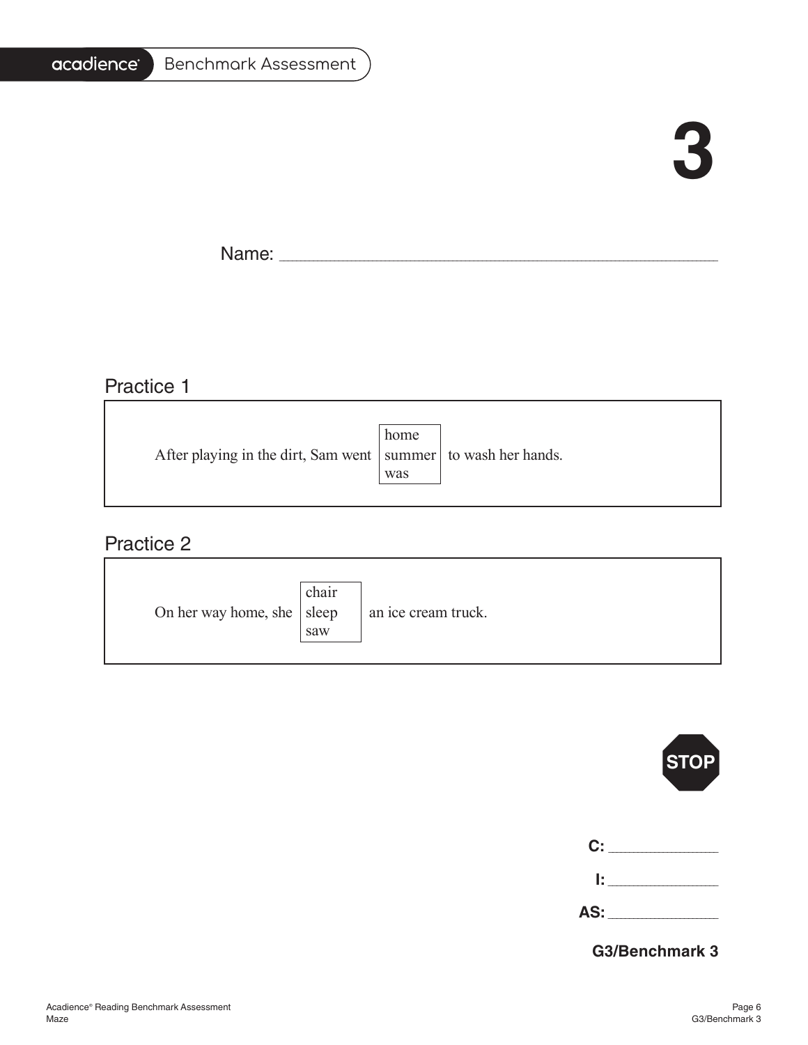# 3

Name: ______________________________________________

## Practice 1

After playing in the dirt, Sam went [home / summer / was] to wash her hands.

## Practice 2

On her way home, she [chair / sleep / saw] an ice cream truck.

STOP

C: ____________

I: ____________

AS: ____________

**G3/Benchmark 3**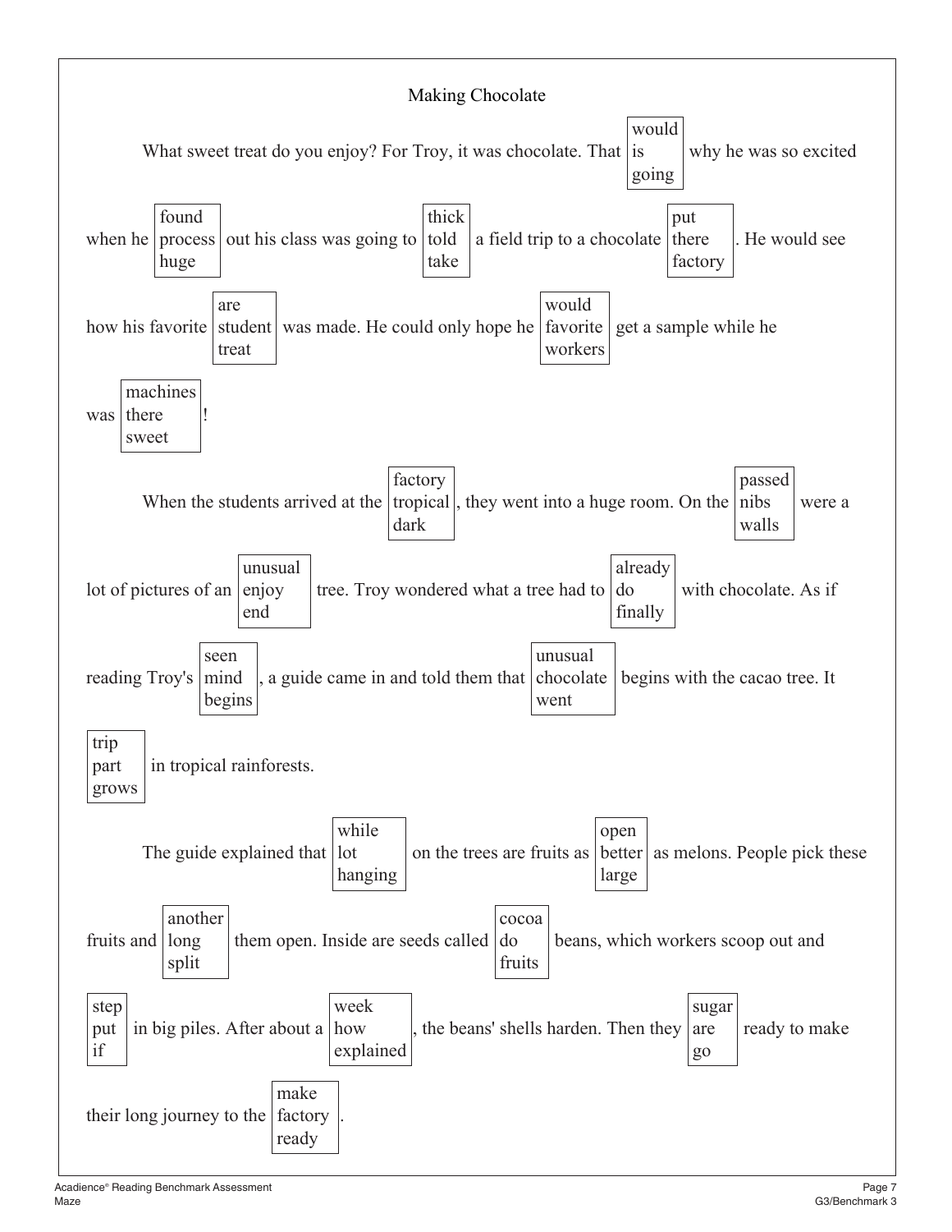# Making Chocolate

What sweet treat do you enjoy? For Troy, it was chocolate. That [would / is / going] why he was so excited when he [found / process / huge] out his class was going to [thick / told / take] a field trip to a chocolate [put / there / factory]. He would see how his favorite [are / student / treat] was made. He could only hope he [would / favorite / workers] get a sample while he was [machines / there / sweet]!

When the students arrived at the [factory / tropical / dark], they went into a huge room. On the [passed / nibs / walls] were a lot of pictures of an [unusual / enjoy / end] tree. Troy wondered what a tree had to [already / do / finally] with chocolate. As if reading Troy's [seen / mind / begins], a guide came in and told them that [unusual / chocolate / went] begins with the cacao tree. It [trip / part / grows] in tropical rainforests.

The guide explained that [while / lot / hanging] on the trees are fruits as [open / better / large] as melons. People pick these fruits and [another / long / split] them open. Inside are seeds called [cocoa / do / fruits] beans, which workers scoop out and [step / put / if] in big piles. After about a [week / how / explained], the beans' shells harden. Then they [sugar / are / go] ready to make their long journey to the [make / factory / ready].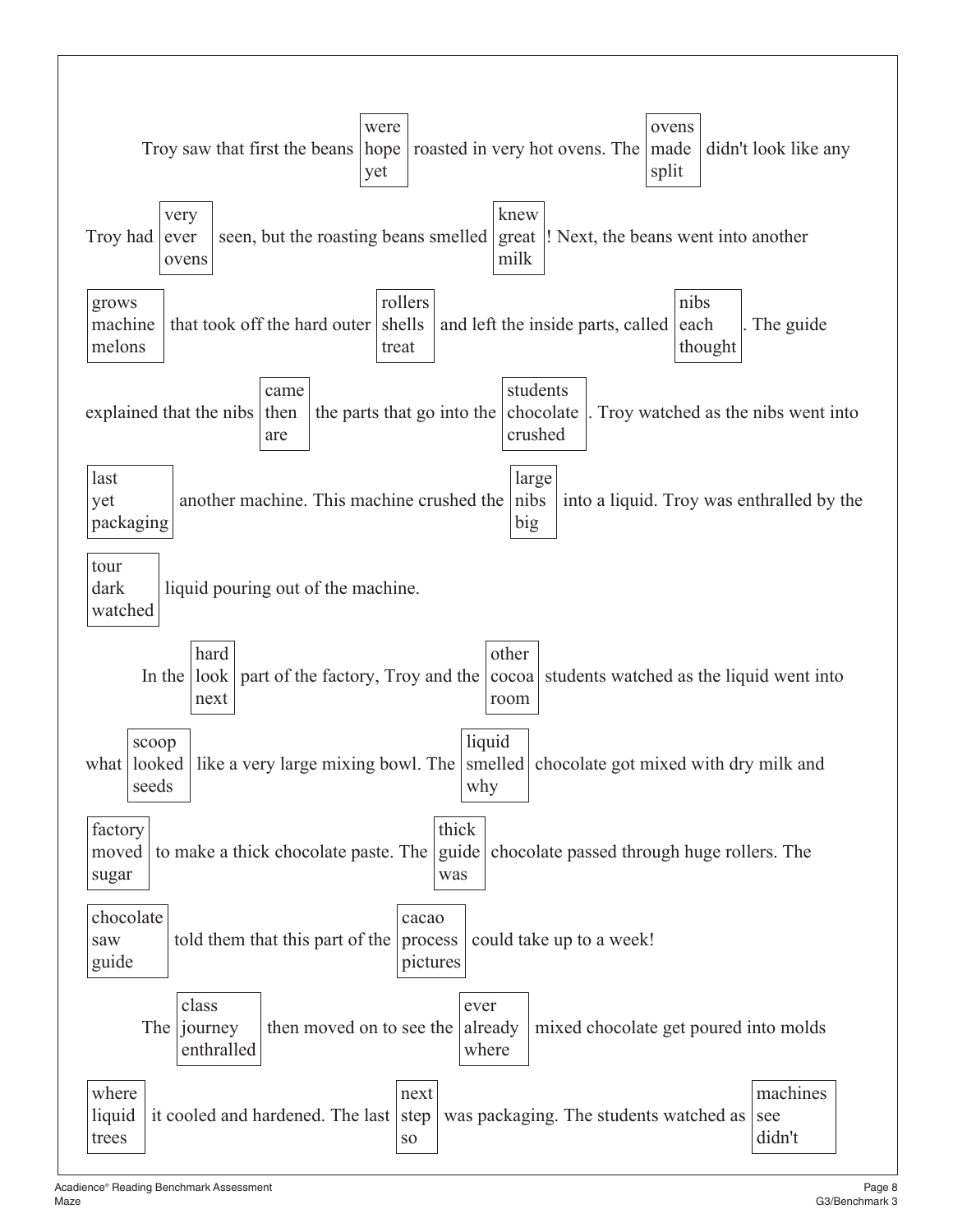Troy saw that first the beans [were / hope / yet] roasted in very hot ovens. The [ovens / made / split] didn't look like any Troy had [very / ever / ovens] seen, but the roasting beans smelled [knew / great / milk]! Next, the beans went into another [grows / machine / melons] that took off the hard outer [rollers / shells / treat] and left the inside parts, called [nibs / each / thought]. The guide explained that the nibs [came / then / are] the parts that go into the [students / chocolate / crushed]. Troy watched as the nibs went into [last / yet / packaging] another machine. This machine crushed the [large / nibs / big] into a liquid. Troy was enthralled by the [tour / dark / watched] liquid pouring out of the machine.

In the [hard / look / next] part of the factory, Troy and the [other / cocoa / room] students watched as the liquid went into what [scoop / looked / seeds] like a very large mixing bowl. The [liquid / smelled / why] chocolate got mixed with dry milk and [factory / moved / sugar] to make a thick chocolate paste. The [thick / guide / was] chocolate passed through huge rollers. The [chocolate / saw / guide] told them that this part of the [cacao / process / pictures] could take up to a week!

The [class / journey / enthralled] then moved on to see the [ever / already / where] mixed chocolate get poured into molds [where / liquid / trees] it cooled and hardened. The last [next / step / so] was packaging. The students watched as [machines / see / didn't]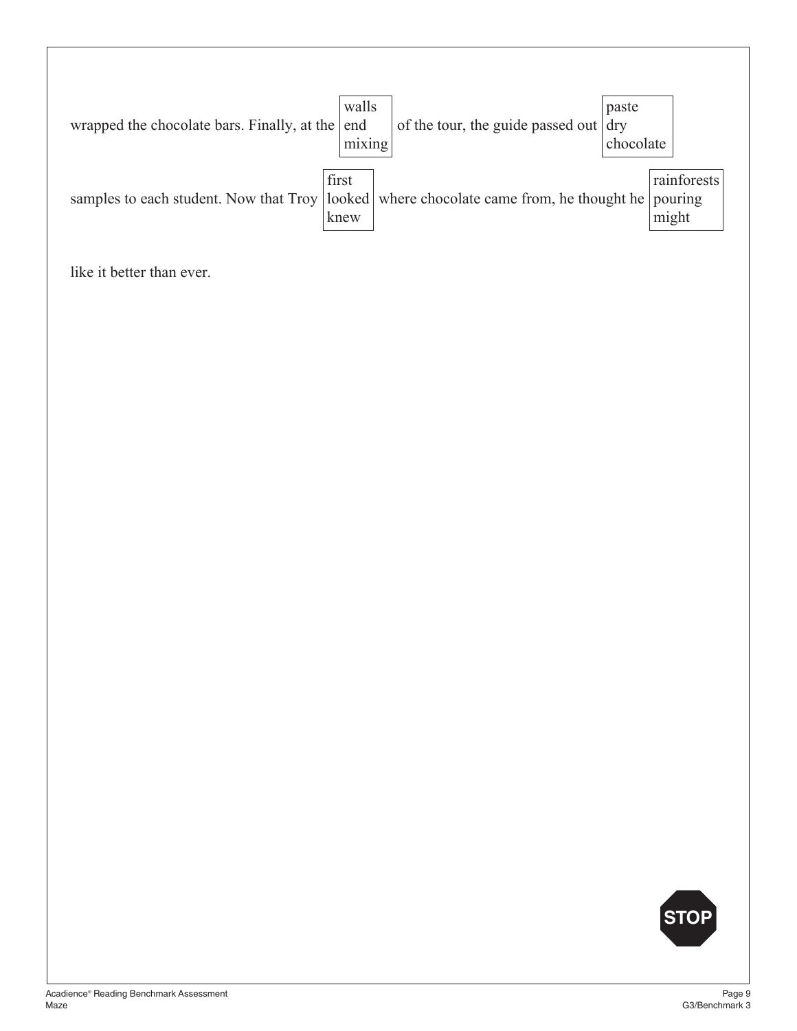wrapped the chocolate bars. Finally, at the [walls / end / mixing] of the tour, the guide passed out [paste / dry / chocolate] samples to each student. Now that Troy [first / looked / knew] where chocolate came from, he thought he [rainforests / pouring / might] like it better than ever.

STOP